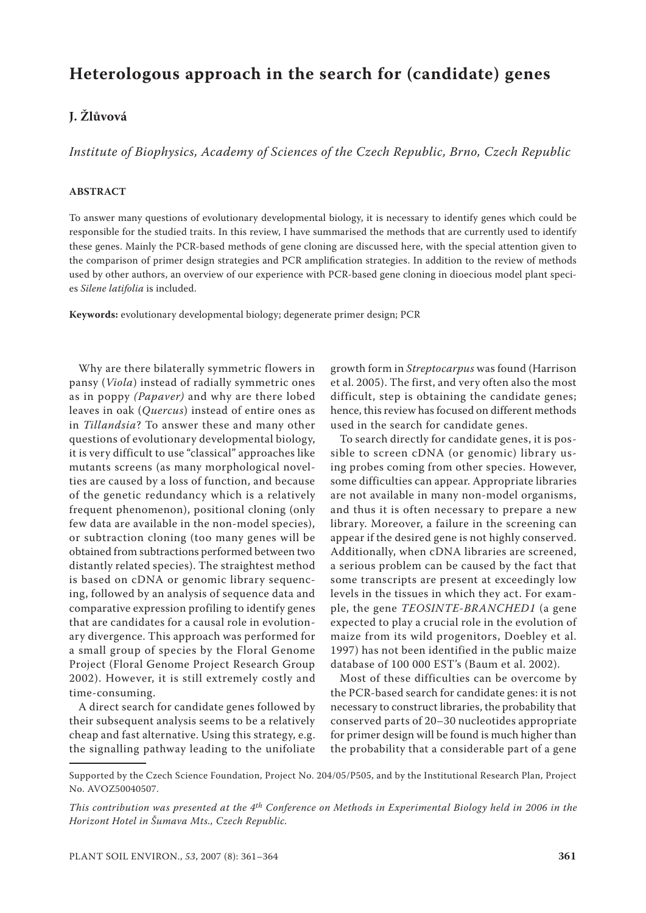# Heterologous approach in the search for (candidate) genes

## J. Žlůvová

*Institute of Biophysics, Academy of Sciences of the Czech Republic, Brno, Czech Republic*

### ABSTRACT

To answer many questions of evolutionary developmental biology, it is necessary to identify genes which could be responsible for the studied traits. In this review, I have summarised the methods that are currently used to identify these genes. Mainly the PCR-based methods of gene cloning are discussed here, with the special attention given to the comparison of primer design strategies and PCR amplification strategies. In addition to the review of methods used by other authors, an overview of our experience with PCR-based gene cloning in dioecious model plant species *Silene latifolia* is included.

**Keywords:** evolutionary developmental biology; degenerate primer design; PCR

Why are there bilaterally symmetric flowers in pansy (*Viola*) instead of radially symmetric ones as in poppy *(Papaver)* and why are there lobed leaves in oak (*Quercus*) instead of entire ones as in *Tillandsia*? To answer these and many other questions of evolutionary developmental biology, it is very difficult to use "classical" approaches like mutants screens (as many morphological novelties are caused by a loss of function, and because of the genetic redundancy which is a relatively frequent phenomenon), positional cloning (only few data are available in the non-model species), or subtraction cloning (too many genes will be obtained from subtractions performed between two distantly related species). The straightest method is based on cDNA or genomic library sequencing, followed by an analysis of sequence data and comparative expression profiling to identify genes that are candidates for a causal role in evolutionary divergence. This approach was performed for a small group of species by the Floral Genome Project (Floral Genome Project Research Group 2002). However, it is still extremely costly and time-consuming.

A direct search for candidate genes followed by their subsequent analysis seems to be a relatively cheap and fast alternative. Using this strategy, e.g. the signalling pathway leading to the unifoliate growth form in *Streptocarpus* was found (Harrison et al. 2005). The first, and very often also the most difficult, step is obtaining the candidate genes; hence, this review has focused on different methods used in the search for candidate genes.

To search directly for candidate genes, it is possible to screen cDNA (or genomic) library using probes coming from other species. However, some difficulties can appear. Appropriate libraries are not available in many non-model organisms, and thus it is often necessary to prepare a new library. Moreover, a failure in the screening can appear if the desired gene is not highly conserved. Additionally, when cDNA libraries are screened, a serious problem can be caused by the fact that some transcripts are present at exceedingly low levels in the tissues in which they act. For example, the gene *TEOSINTE-BRANCHED1* (a gene expected to play a crucial role in the evolution of maize from its wild progenitors, Doebley et al. 1997) has not been identified in the public maize database of 100 000 EST's (Baum et al. 2002).

Most of these difficulties can be overcome by the PCR-based search for candidate genes: it is not necessary to construct libraries, the probability that conserved parts of 20–30 nucleotides appropriate for primer design will be found is much higher than the probability that a considerable part of a gene

Supported by the Czech Science Foundation, Project No. 204/05/P505, and by the Institutional Research Plan, Project No. AVOZ50040507.

*This contribution was presented at the 4th Conference on Methods in Experimental Biology held in 2006 in the Horizont Hotel in Šumava Mts., Czech Republic.*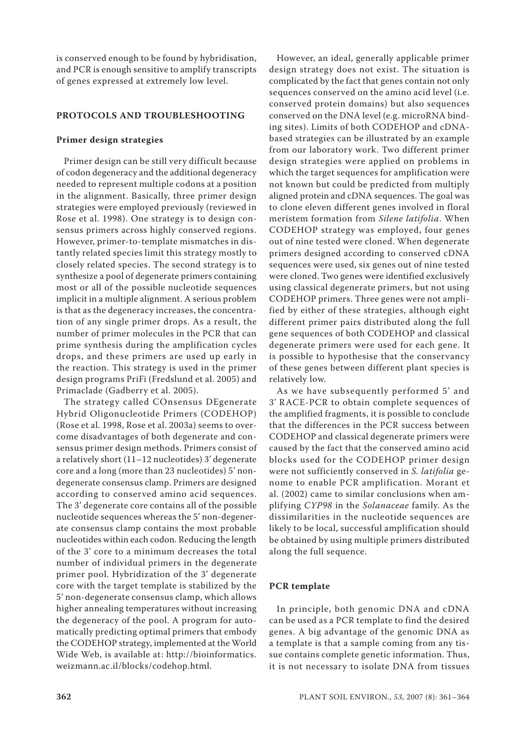is conserved enough to be found by hybridisation, and PCR is enough sensitive to amplify transcripts of genes expressed at extremely low level.

## PROTOCOLS AND TROUBLESHOOTING

### Primer design strategies

Primer design can be still very difficult because of codon degeneracy and the additional degeneracy needed to represent multiple codons at a position in the alignment. Basically, three primer design strategies were employed previously (reviewed in Rose et al. 1998). One strategy is to design consensus primers across highly conserved regions. However, primer-to-template mismatches in distantly related species limit this strategy mostly to closely related species. The second strategy is to synthesize a pool of degenerate primers containing most or all of the possible nucleotide sequences implicit in a multiple alignment. A serious problem is that as the degeneracy increases, the concentration of any single primer drops. As a result, the number of primer molecules in the PCR that can prime synthesis during the amplification cycles drops, and these primers are used up early in the reaction. This strategy is used in the primer design programs PriFi (Fredslund et al. 2005) and Primaclade (Gadberry et al. 2005).

The strategy called COnsensus DEgenerate Hybrid Oligonucleotide Primers (CODEHOP) (Rose et al. 1998, Rose et al. 2003a) seems to overcome disadvantages of both degenerate and consensus primer design methods. Primers consist of a relatively short (11–12 nucleotides) 3' degenerate core and a long (more than 23 nucleotides) 5' non-degenerate consensus clamp. Primers are designed according to conserved amino acid sequences. The 3' degenerate core contains all of the possible nucleotide sequences whereas the 5' non-degenerate consensus clamp contains the most probable nucleotides within each codon. Reducing the length of the 3' core to a minimum decreases the total number of individual primers in the degenerate primer pool. Hybridization of the 3' degenerate core with the target template is stabilized by the 5' non-degenerate consensus clamp, which allows higher annealing temperatures without increasing the degeneracy of the pool. A program for automatically predicting optimal primers that embody the CODEHOP strategy, implemented at the World Wide Web, is available at: http://bioinformatics.weizmann.ac.il/blocks/codehop.html.

However, an ideal, generally applicable primer design strategy does not exist. The situation is complicated by the fact that genes contain not only sequences conserved on the amino acid level (i.e. conserved protein domains) but also sequences conserved on the DNA level (e.g. microRNA binding sites). Limits of both CODEHOP and cDNA-based strategies can be illustrated by an example from our laboratory work. Two different primer design strategies were applied on problems in which the target sequences for amplification were not known but could be predicted from multiply aligned protein and cDNA sequences. The goal was to clone eleven different genes involved in floral meristem formation from *Silene latifolia*. When CODEHOP strategy was employed, four genes out of nine tested were cloned. When degenerate primers designed according to conserved cDNA sequences were used, six genes out of nine tested were cloned. Two genes were identified exclusively using classical degenerate primers, but not using CODEHOP primers. Three genes were not amplified by either of these strategies, although eight different primer pairs distributed along the full gene sequences of both CODEHOP and classical degenerate primers were used for each gene. It is possible to hypothesise that the conservancy of these genes between different plant species is relatively low.

As we have subsequently performed 5' and 3' RACE-PCR to obtain complete sequences of the amplified fragments, it is possible to conclude that the differences in the PCR success between CODEHOP and classical degenerate primers were caused by the fact that the conserved amino acid blocks used for the CODEHOP primer design were not sufficiently conserved in *S. latifolia* genome to enable PCR amplification. Morant et al. (2002) came to similar conclusions when amplifying *CYP98* in the *Solanaceae* family. As the dissimilarities in the nucleotide sequences are likely to be local, successful amplification should be obtained by using multiple primers distributed along the full sequence.

### PCR template

In principle, both genomic DNA and cDNA can be used as a PCR template to find the desired genes. A big advantage of the genomic DNA as a template is that a sample coming from any tissue contains complete genetic information. Thus, it is not necessary to isolate DNA from tissues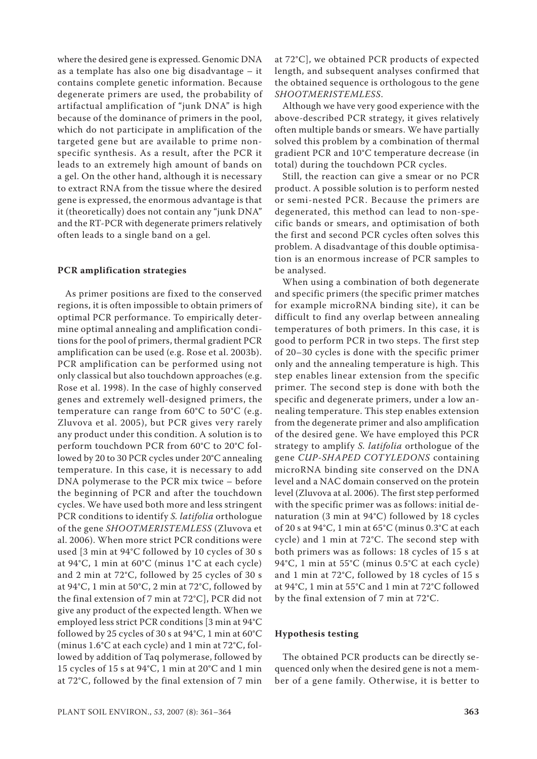where the desired gene is expressed. Genomic DNA as a template has also one big disadvantage – it contains complete genetic information. Because degenerate primers are used, the probability of artifactual amplification of "junk DNA" is high because of the dominance of primers in the pool, which do not participate in amplification of the targeted gene but are available to prime nonspecific synthesis. As a result, after the PCR it leads to an extremely high amount of bands on a gel. On the other hand, although it is necessary to extract RNA from the tissue where the desired gene is expressed, the enormous advantage is that it (theoretically) does not contain any "junk DNA" and the RT-PCR with degenerate primers relatively often leads to a single band on a gel.

## PCR amplification strategies

As primer positions are fixed to the conserved regions, it is often impossible to obtain primers of optimal PCR performance. To empirically determine optimal annealing and amplification conditions for the pool of primers, thermal gradient PCR amplification can be used (e.g. Rose et al. 2003b). PCR amplification can be performed using not only classical but also touchdown approaches (e.g. Rose et al. 1998). In the case of highly conserved genes and extremely well-designed primers, the temperature can range from 60°C to 50°C (e.g. Zluvova et al. 2005), but PCR gives very rarely any product under this condition. A solution is to perform touchdown PCR from 60°C to 20°C followed by 20 to 30 PCR cycles under 20°C annealing temperature. In this case, it is necessary to add DNA polymerase to the PCR mix twice – before the beginning of PCR and after the touchdown cycles. We have used both more and less stringent PCR conditions to identify *S. latifolia* orthologue of the gene *SHOOTMERISTEMLESS* (Zluvova et al. 2006). When more strict PCR conditions were used [3 min at 94°C followed by 10 cycles of 30 s at 94°C, 1 min at 60°C (minus 1°C at each cycle) and 2 min at 72°C, followed by 25 cycles of 30 s at 94°C, 1 min at 50°C, 2 min at 72°C, followed by the final extension of 7 min at 72°C], PCR did not give any product of the expected length. When we employed less strict PCR conditions [3 min at 94°C followed by 25 cycles of 30 s at 94°C, 1 min at 60°C (minus 1.6°C at each cycle) and 1 min at 72°C, followed by addition of Taq polymerase, followed by 15 cycles of 15 s at 94°C, 1 min at 20°C and 1 min at 72°C, followed by the final extension of 7 min at 72°C], we obtained PCR products of expected length, and subsequent analyses confirmed that the obtained sequence is orthologous to the gene *SHOOTMERISTEMLESS*.

Although we have very good experience with the above-described PCR strategy, it gives relatively often multiple bands or smears. We have partially solved this problem by a combination of thermal gradient PCR and 10°C temperature decrease (in total) during the touchdown PCR cycles.

Still, the reaction can give a smear or no PCR product. A possible solution is to perform nested or semi-nested PCR. Because the primers are degenerated, this method can lead to non-specific bands or smears, and optimisation of both the first and second PCR cycles often solves this problem. A disadvantage of this double optimisation is an enormous increase of PCR samples to be analysed.

When using a combination of both degenerate and specific primers (the specific primer matches for example microRNA binding site), it can be difficult to find any overlap between annealing temperatures of both primers. In this case, it is good to perform PCR in two steps. The first step of 20–30 cycles is done with the specific primer only and the annealing temperature is high. This step enables linear extension from the specific primer. The second step is done with both the specific and degenerate primers, under a low annealing temperature. This step enables extension from the degenerate primer and also amplification of the desired gene. We have employed this PCR strategy to amplify *S. latifolia* orthologue of the gene *CUP-SHAPED COTYLEDONS* containing microRNA binding site conserved on the DNA level and a NAC domain conserved on the protein level (Zluvova at al. 2006). The first step performed with the specific primer was as follows: initial denaturation (3 min at 94°C) followed by 18 cycles of 20 s at 94°C, 1 min at 65°C (minus 0.3°C at each cycle) and 1 min at 72°C. The second step with both primers was as follows: 18 cycles of 15 s at 94°C, 1 min at 55°C (minus 0.5°C at each cycle) and 1 min at 72°C, followed by 18 cycles of 15 s at 94°C, 1 min at 55°C and 1 min at 72°C followed by the final extension of 7 min at 72°C.

## Hypothesis testing

The obtained PCR products can be directly sequenced only when the desired gene is not a member of a gene family. Otherwise, it is better to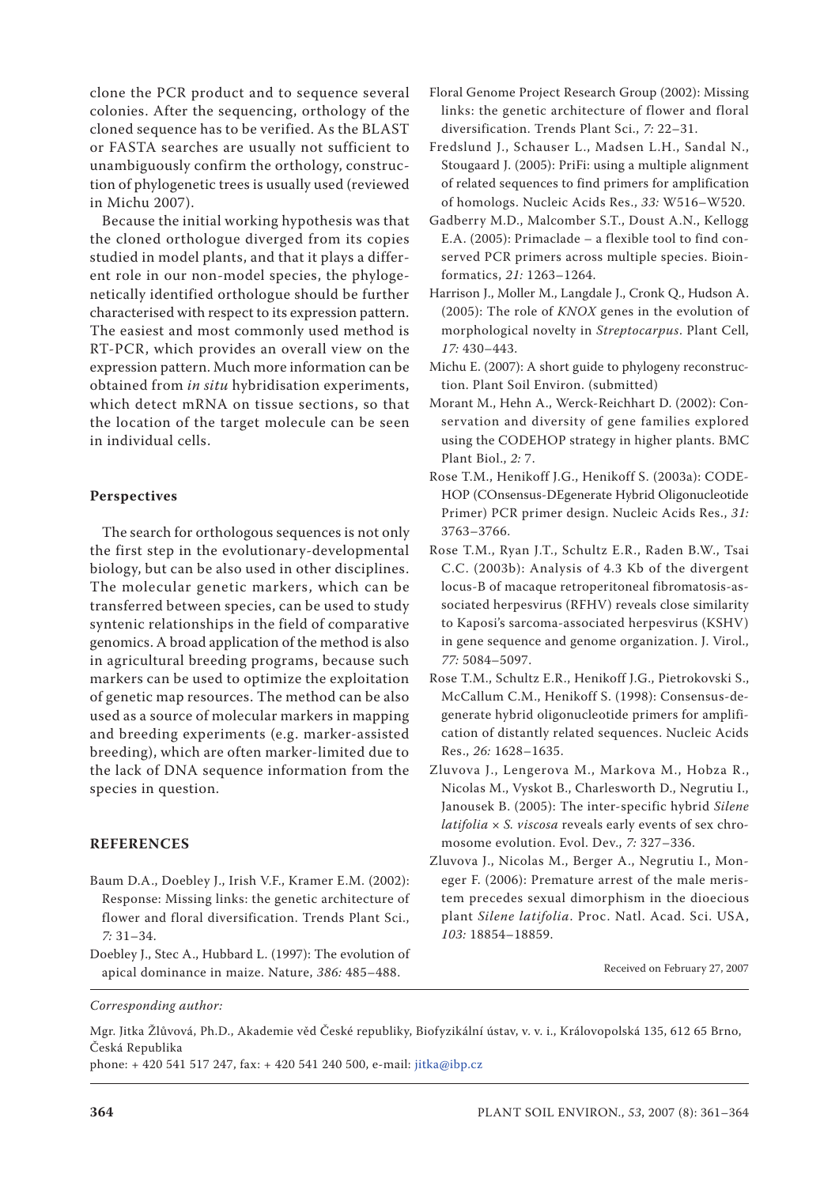clone the PCR product and to sequence several colonies. After the sequencing, orthology of the cloned sequence has to be verified. As the BLAST or FASTA searches are usually not sufficient to unambiguously confirm the orthology, construction of phylogenetic trees is usually used (reviewed in Michu 2007).

Because the initial working hypothesis was that the cloned orthologue diverged from its copies studied in model plants, and that it plays a different role in our non-model species, the phylogenetically identified orthologue should be further characterised with respect to its expression pattern. The easiest and most commonly used method is RT-PCR, which provides an overall view on the expression pattern. Much more information can be obtained from *in situ* hybridisation experiments, which detect mRNA on tissue sections, so that the location of the target molecule can be seen in individual cells.

### Perspectives

The search for orthologous sequences is not only the first step in the evolutionary-developmental biology, but can be also used in other disciplines. The molecular genetic markers, which can be transferred between species, can be used to study syntenic relationships in the field of comparative genomics. A broad application of the method is also in agricultural breeding programs, because such markers can be used to optimize the exploitation of genetic map resources. The method can be also used as a source of molecular markers in mapping and breeding experiments (e.g. marker-assisted breeding), which are often marker-limited due to the lack of DNA sequence information from the species in question.

## REFERENCES

Baum D.A., Doebley J., Irish V.F., Kramer E.M. (2002): Response: Missing links: the genetic architecture of flower and floral diversification. Trends Plant Sci., *7:* 31–34.

Doebley J., Stec A., Hubbard L. (1997): The evolution of apical dominance in maize. Nature, *386:* 485–488.

Floral Genome Project Research Group (2002): Missing links: the genetic architecture of flower and floral diversification. Trends Plant Sci., *7:* 22–31.

Fredslund J., Schauser L., Madsen L.H., Sandal N., Stougaard J. (2005): PriFi: using a multiple alignment of related sequences to find primers for amplification of homologs. Nucleic Acids Res., *33:* W516–W520.

Gadberry M.D., Malcomber S.T., Doust A.N., Kellogg E.A. (2005): Primaclade – a flexible tool to find conserved PCR primers across multiple species. Bioinformatics, *21:* 1263–1264.

Harrison J., Moller M., Langdale J., Cronk Q., Hudson A. (2005): The role of *KNOX* genes in the evolution of morphological novelty in *Streptocarpus*. Plant Cell, *17:* 430–443.

Michu E. (2007): A short guide to phylogeny reconstruction. Plant Soil Environ. (submitted)

Morant M., Hehn A., Werck-Reichhart D. (2002): Conservation and diversity of gene families explored using the CODEHOP strategy in higher plants. BMC Plant Biol., *2:* 7.

Rose T.M., Henikoff J.G., Henikoff S. (2003a): CODEHOP (COnsensus-DEgenerate Hybrid Oligonucleotide Primer) PCR primer design. Nucleic Acids Res., *31:* 3763–3766.

Rose T.M., Ryan J.T., Schultz E.R., Raden B.W., Tsai C.C. (2003b): Analysis of 4.3 Kb of the divergent locus-B of macaque retroperitoneal fibromatosis-associated herpesvirus (RFHV) reveals close similarity to Kaposi's sarcoma-associated herpesvirus (KSHV) in gene sequence and genome organization. J. Virol., *77:* 5084–5097.

Rose T.M., Schultz E.R., Henikoff J.G., Pietrokovski S., McCallum C.M., Henikoff S. (1998): Consensus-degenerate hybrid oligonucleotide primers for amplification of distantly related sequences. Nucleic Acids Res., *26:* 1628–1635.

Zluvova J., Lengerova M., Markova M., Hobza R., Nicolas M., Vyskot B., Charlesworth D., Negrutiu I., Janousek B. (2005): The inter-specific hybrid *Silene latifolia* × *S. viscosa* reveals early events of sex chromosome evolution. Evol. Dev., *7:* 327–336.

Zluvova J., Nicolas M., Berger A., Negrutiu I., Monéger F. (2006): Premature arrest of the male meristem precedes sexual dimorphism in the dioecious plant *Silene latifolia*. Proc. Natl. Acad. Sci. USA, *103:* 18854–18859.

Received on February 27, 2007

*Corresponding author:*

Mgr. Jitka Žlůvová, Ph.D., Akademie věd České republiky, Biofyzikální ústav, v. v. i., Královopolská 135, 612 65 Brno, Česká Republika
phone: + 420 541 517 247, fax: + 420 541 240 500, e-mail: jitka@ibp.cz